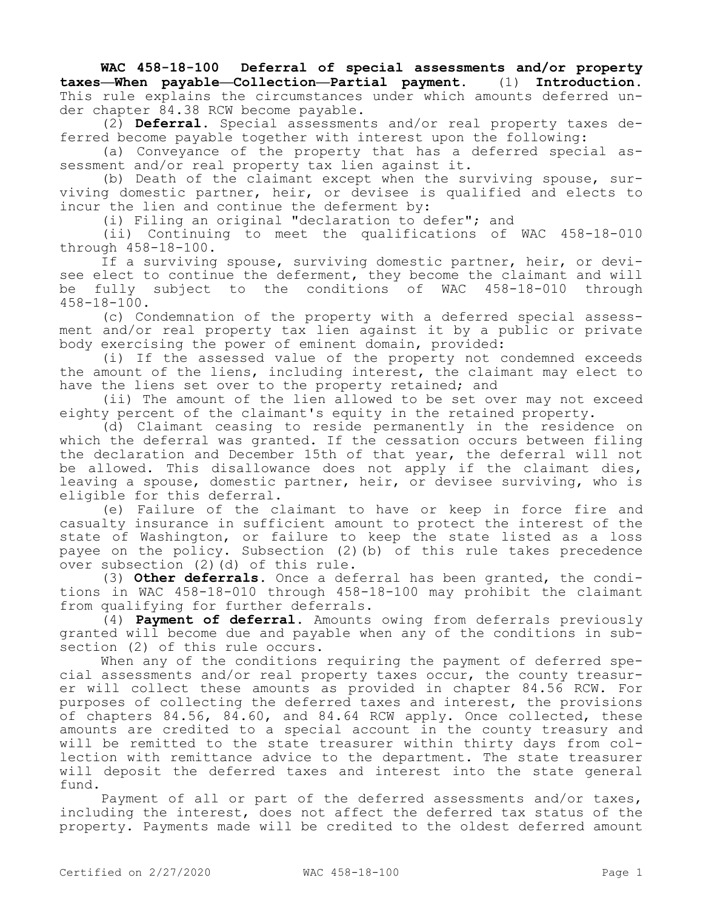**WAC 458-18-100 Deferral of special assessments and/or property taxes—When payable—Collection—Partial payment.** (1) **Introduction.** This rule explains the circumstances under which amounts deferred under chapter 84.38 RCW become payable.

(2) **Deferral.** Special assessments and/or real property taxes deferred become payable together with interest upon the following:

(a) Conveyance of the property that has a deferred special assessment and/or real property tax lien against it.

(b) Death of the claimant except when the surviving spouse, surviving domestic partner, heir, or devisee is qualified and elects to incur the lien and continue the deferment by:

(i) Filing an original "declaration to defer"; and

(ii) Continuing to meet the qualifications of WAC 458-18-010 through 458-18-100.

If a surviving spouse, surviving domestic partner, heir, or devisee elect to continue the deferment, they become the claimant and will be fully subject to the conditions of WAC 458-18-010 through 458-18-100.

(c) Condemnation of the property with a deferred special assessment and/or real property tax lien against it by a public or private body exercising the power of eminent domain, provided:

(i) If the assessed value of the property not condemned exceeds the amount of the liens, including interest, the claimant may elect to have the liens set over to the property retained; and

(ii) The amount of the lien allowed to be set over may not exceed eighty percent of the claimant's equity in the retained property.

(d) Claimant ceasing to reside permanently in the residence on which the deferral was granted. If the cessation occurs between filing the declaration and December 15th of that year, the deferral will not be allowed. This disallowance does not apply if the claimant dies, leaving a spouse, domestic partner, heir, or devisee surviving, who is eligible for this deferral.

(e) Failure of the claimant to have or keep in force fire and casualty insurance in sufficient amount to protect the interest of the state of Washington, or failure to keep the state listed as a loss payee on the policy. Subsection (2)(b) of this rule takes precedence over subsection (2)(d) of this rule.

(3) **Other deferrals.** Once a deferral has been granted, the conditions in WAC 458-18-010 through 458-18-100 may prohibit the claimant from qualifying for further deferrals.

(4) **Payment of deferral.** Amounts owing from deferrals previously granted will become due and payable when any of the conditions in subsection (2) of this rule occurs.

When any of the conditions requiring the payment of deferred special assessments and/or real property taxes occur, the county treasurer will collect these amounts as provided in chapter 84.56 RCW. For purposes of collecting the deferred taxes and interest, the provisions of chapters 84.56, 84.60, and 84.64 RCW apply. Once collected, these amounts are credited to a special account in the county treasury and will be remitted to the state treasurer within thirty days from collection with remittance advice to the department. The state treasurer will deposit the deferred taxes and interest into the state general fund.

Payment of all or part of the deferred assessments and/or taxes, including the interest, does not affect the deferred tax status of the property. Payments made will be credited to the oldest deferred amount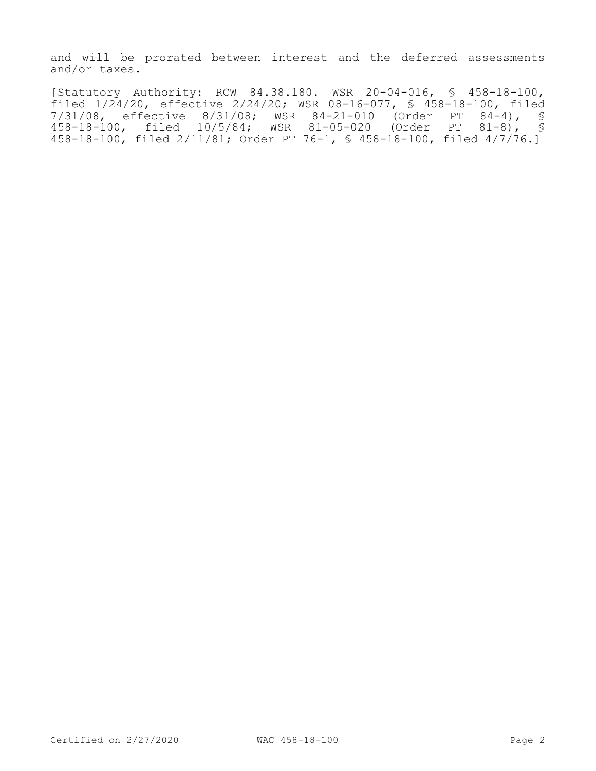and will be prorated between interest and the deferred assessments and/or taxes.

[Statutory Authority: RCW 84.38.180. WSR 20-04-016, § 458-18-100, filed 1/24/20, effective 2/24/20; WSR 08-16-077, § 458-18-100, filed 7/31/08, effective 8/31/08; WSR 84-21-010 (Order PT 84-4), § 458-18-100, filed 10/5/84; WSR 81-05-020 (Order PT 81-8), § 458-18-100, filed 2/11/81; Order PT 76-1, § 458-18-100, filed 4/7/76.]